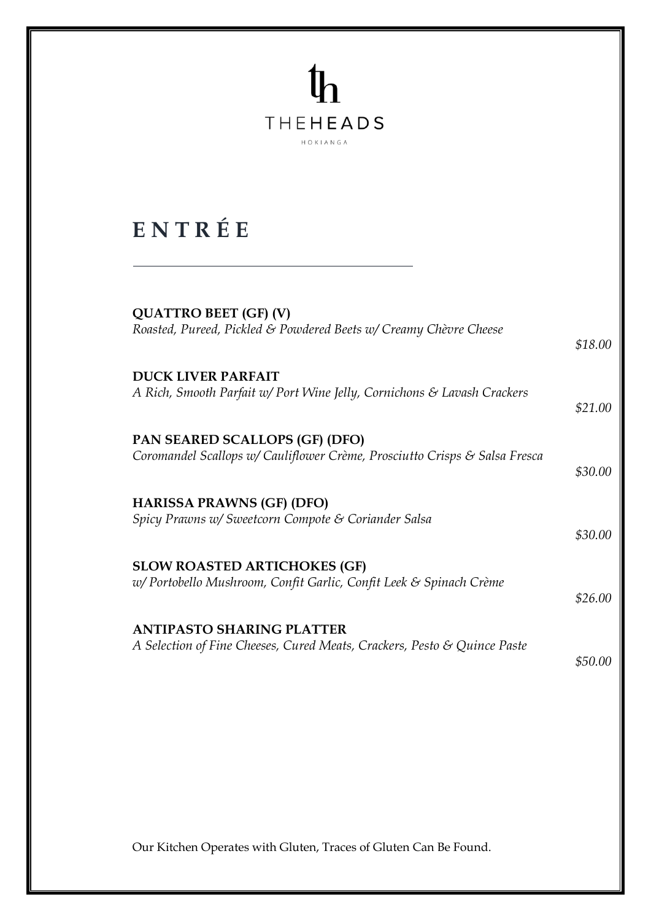# THEHEADS

HOKIANGA

## ENTRÉE

**QUATTRO BEET (GF) (V)**
*Roasted, Pureed, Pickled & Powdered Beets w/ Creamy Chèvre Cheese*
*$18.00*

**DUCK LIVER PARFAIT**
*A Rich, Smooth Parfait w/ Port Wine Jelly, Cornichons & Lavash Crackers*
*$21.00*

**PAN SEARED SCALLOPS (GF) (DFO)**
*Coromandel Scallops w/ Cauliflower Crème, Prosciutto Crisps & Salsa Fresca*
*$30.00*

**HARISSA PRAWNS (GF) (DFO)**
*Spicy Prawns w/ Sweetcorn Compote & Coriander Salsa*
*$30.00*

**SLOW ROASTED ARTICHOKES (GF)**
*w/ Portobello Mushroom, Confit Garlic, Confit Leek & Spinach Crème*
*$26.00*

**ANTIPASTO SHARING PLATTER**
*A Selection of Fine Cheeses, Cured Meats, Crackers, Pesto & Quince Paste*
*$50.00*

Our Kitchen Operates with Gluten, Traces of Gluten Can Be Found.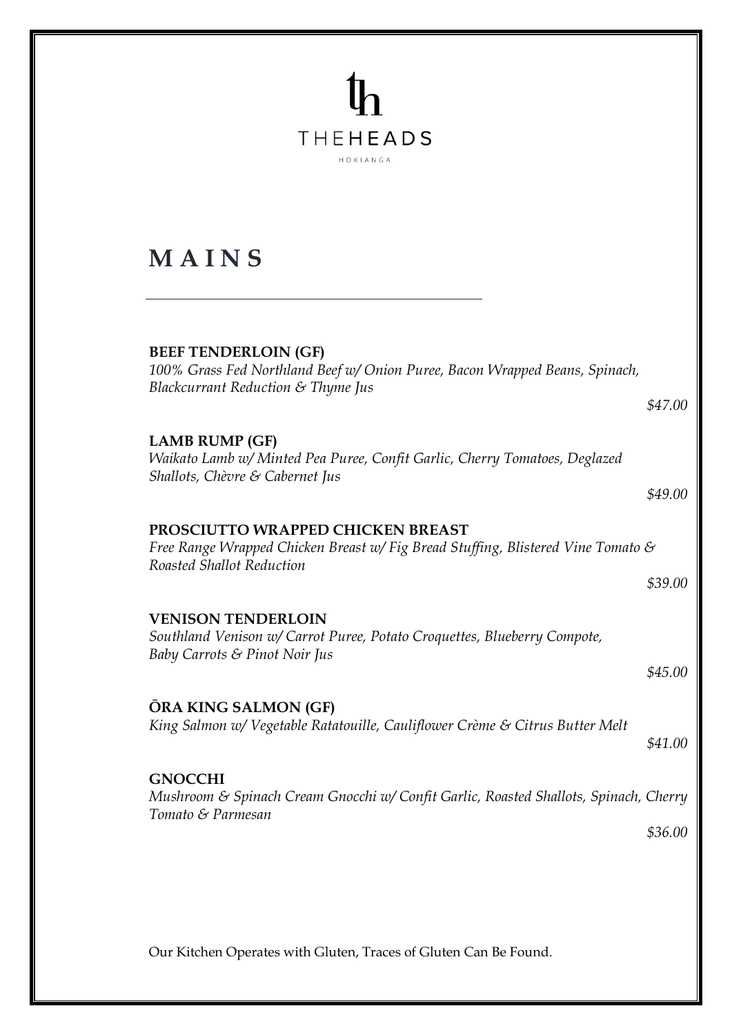THEHEADS

HOKIANGA

# MAINS

---

**BEEF TENDERLOIN (GF)**
*100% Grass Fed Northland Beef w/ Onion Puree, Bacon Wrapped Beans, Spinach, Blackcurrant Reduction & Thyme Jus*

*$47.00*

**LAMB RUMP (GF)**
*Waikato Lamb w/ Minted Pea Puree, Confit Garlic, Cherry Tomatoes, Deglazed Shallots, Chèvre & Cabernet Jus*

*$49.00*

**PROSCIUTTO WRAPPED CHICKEN BREAST**
*Free Range Wrapped Chicken Breast w/ Fig Bread Stuffing, Blistered Vine Tomato & Roasted Shallot Reduction*

*$39.00*

**VENISON TENDERLOIN**
*Southland Venison w/ Carrot Puree, Potato Croquettes, Blueberry Compote, Baby Carrots & Pinot Noir Jus*

*$45.00*

**ŌRA KING SALMON (GF)**
*King Salmon w/ Vegetable Ratatouille, Cauliflower Crème & Citrus Butter Melt*

*$41.00*

**GNOCCHI**
*Mushroom & Spinach Cream Gnocchi w/ Confit Garlic, Roasted Shallots, Spinach, Cherry Tomato & Parmesan*

*$36.00*

Our Kitchen Operates with Gluten, Traces of Gluten Can Be Found.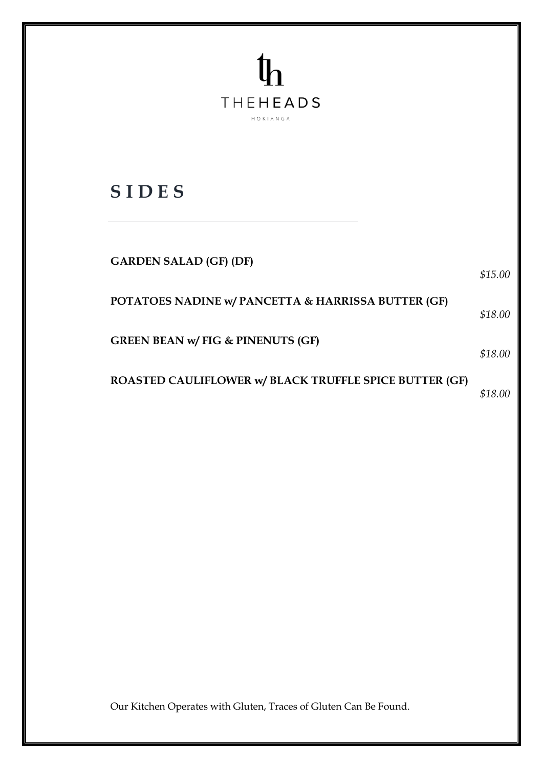THE HEADS

HOKIANGA

# SIDES

**GARDEN SALAD (GF) (DF)**
*$15.00*

**POTATOES NADINE w/ PANCETTA & HARRISSA BUTTER (GF)**
*$18.00*

**GREEN BEAN w/ FIG & PINENUTS (GF)**
*$18.00*

**ROASTED CAULIFLOWER w/ BLACK TRUFFLE SPICE BUTTER (GF)**
*$18.00*

Our Kitchen Operates with Gluten, Traces of Gluten Can Be Found.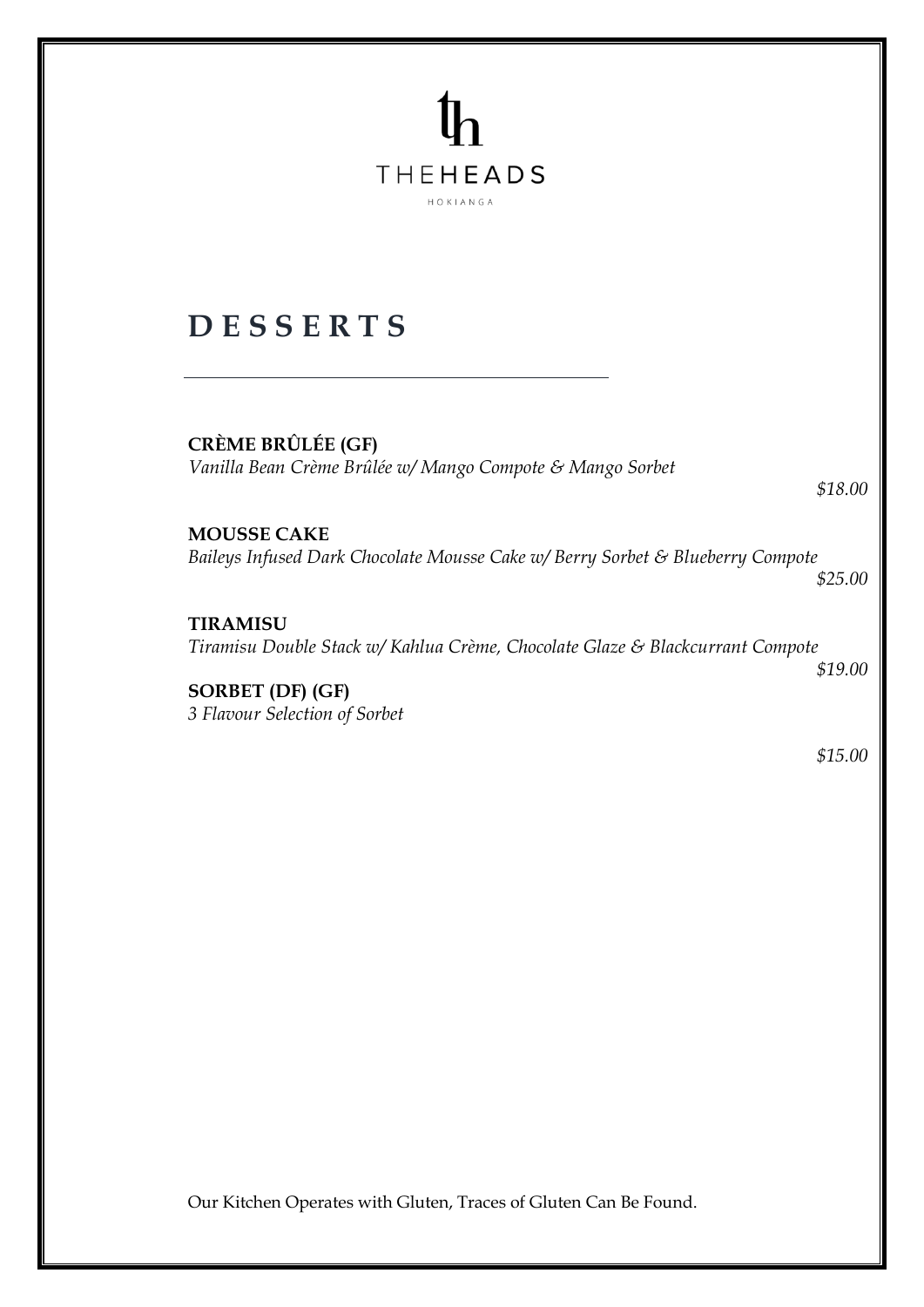THEHEADS

HOKIANGA

# D E S S E R T S

**CRÈME BRÛLÉE (GF)**
*Vanilla Bean Crème Brûlée w/ Mango Compote & Mango Sorbet*
*$18.00*

**MOUSSE CAKE**
*Baileys Infused Dark Chocolate Mousse Cake w/ Berry Sorbet & Blueberry Compote*
*$25.00*

**TIRAMISU**
*Tiramisu Double Stack w/ Kahlua Crème, Chocolate Glaze & Blackcurrant Compote*
*$19.00*

**SORBET (DF) (GF)**
*3 Flavour Selection of Sorbet*
*$15.00*

Our Kitchen Operates with Gluten, Traces of Gluten Can Be Found.